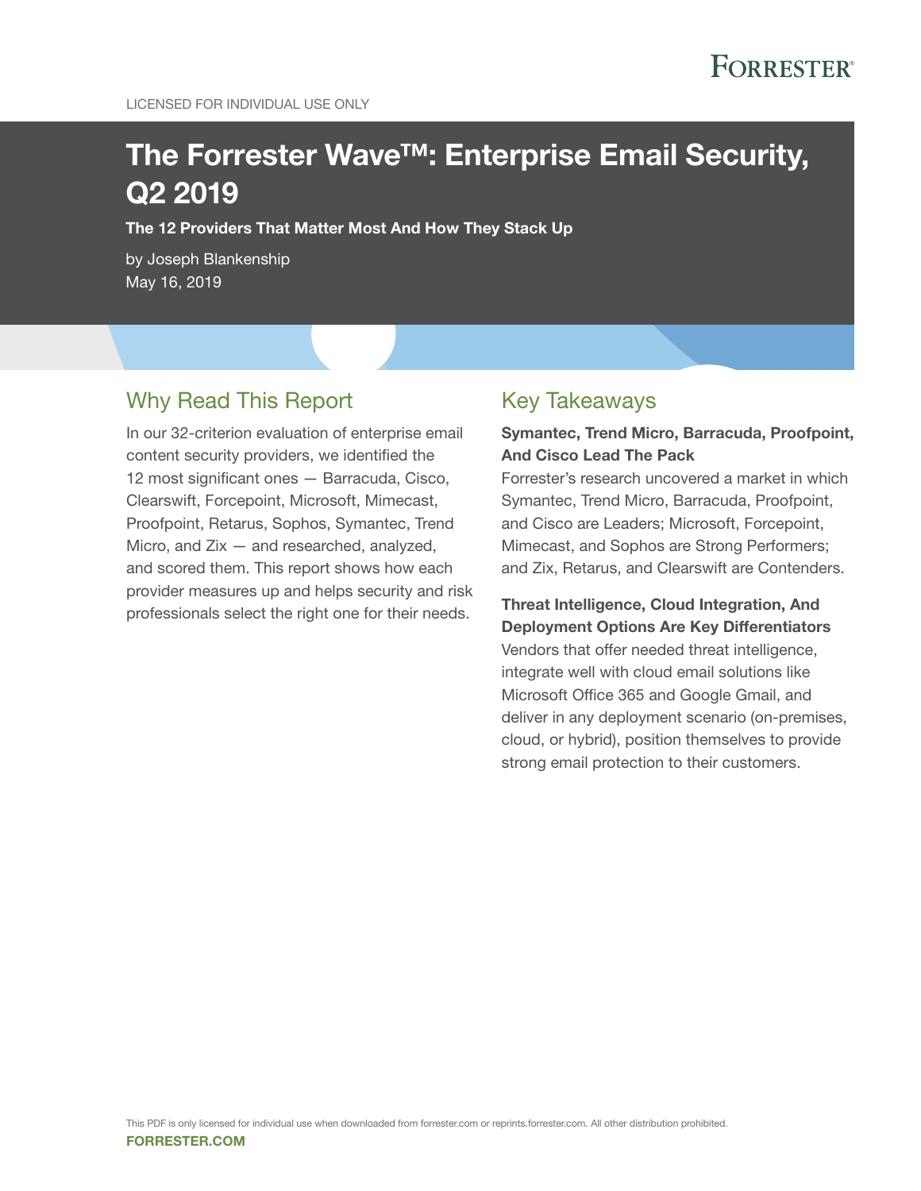LICENSED FOR INDIVIDUAL USE ONLY

# The Forrester Wave™: Enterprise Email Security, Q2 2019

**The 12 Providers That Matter Most And How They Stack Up**

by Joseph Blankenship
May 16, 2019

## Why Read This Report

In our 32-criterion evaluation of enterprise email content security providers, we identified the 12 most significant ones — Barracuda, Cisco, Clearswift, Forcepoint, Microsoft, Mimecast, Proofpoint, Retarus, Sophos, Symantec, Trend Micro, and Zix — and researched, analyzed, and scored them. This report shows how each provider measures up and helps security and risk professionals select the right one for their needs.

## Key Takeaways

**Symantec, Trend Micro, Barracuda, Proofpoint, And Cisco Lead The Pack**

Forrester's research uncovered a market in which Symantec, Trend Micro, Barracuda, Proofpoint, and Cisco are Leaders; Microsoft, Forcepoint, Mimecast, and Sophos are Strong Performers; and Zix, Retarus, and Clearswift are Contenders.

**Threat Intelligence, Cloud Integration, And Deployment Options Are Key Differentiators**

Vendors that offer needed threat intelligence, integrate well with cloud email solutions like Microsoft Office 365 and Google Gmail, and deliver in any deployment scenario (on-premises, cloud, or hybrid), position themselves to provide strong email protection to their customers.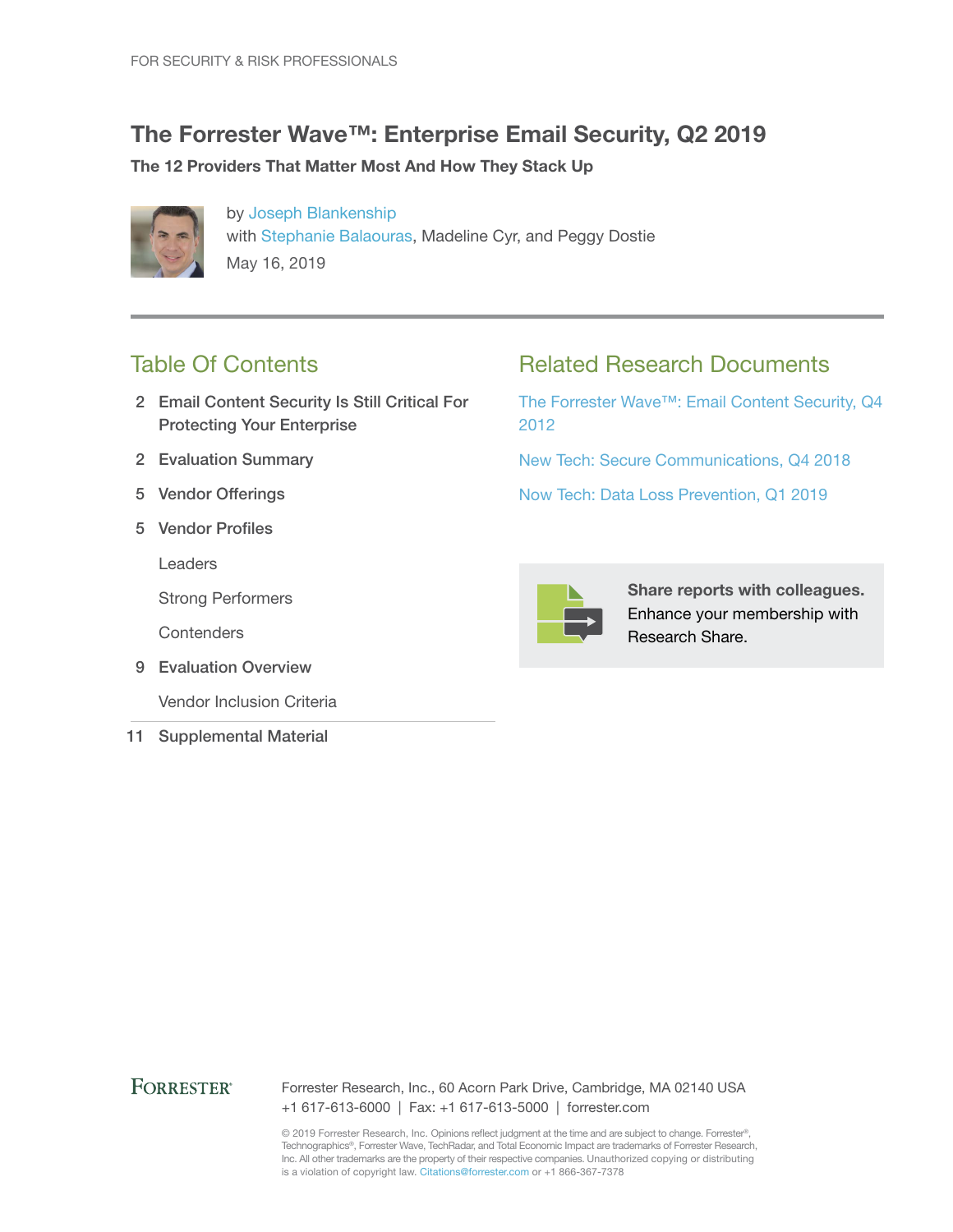FOR SECURITY & RISK PROFESSIONALS

# The Forrester Wave™: Enterprise Email Security, Q2 2019

**The 12 Providers That Matter Most And How They Stack Up**

by Joseph Blankenship
with Stephanie Balaouras, Madeline Cyr, and Peggy Dostie
May 16, 2019

## Table Of Contents

2 Email Content Security Is Still Critical For Protecting Your Enterprise

2 Evaluation Summary

5 Vendor Offerings

5 Vendor Profiles

- Leaders
- Strong Performers
- Contenders

9 Evaluation Overview

- Vendor Inclusion Criteria

11 Supplemental Material

## Related Research Documents

The Forrester Wave™: Email Content Security, Q4 2012

New Tech: Secure Communications, Q4 2018

Now Tech: Data Loss Prevention, Q1 2019

**Share reports with colleagues.** Enhance your membership with Research Share.

FORRESTER®

Forrester Research, Inc., 60 Acorn Park Drive, Cambridge, MA 02140 USA
+1 617-613-6000 | Fax: +1 617-613-5000 | forrester.com

© 2019 Forrester Research, Inc. Opinions reflect judgment at the time and are subject to change. Forrester®, Technographics®, Forrester Wave, TechRadar, and Total Economic Impact are trademarks of Forrester Research, Inc. All other trademarks are the property of their respective companies. Unauthorized copying or distributing is a violation of copyright law. Citations@forrester.com or +1 866-367-7378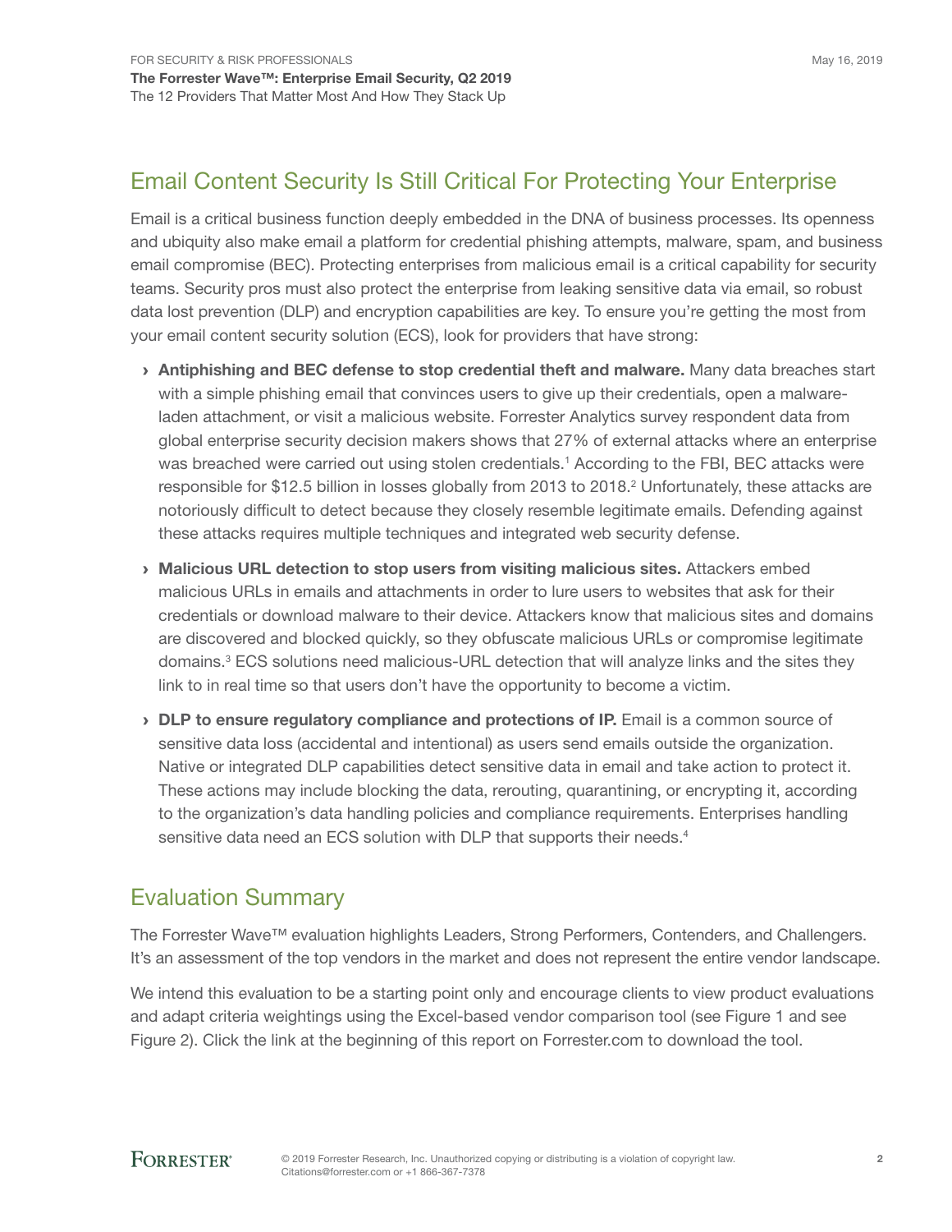## Email Content Security Is Still Critical For Protecting Your Enterprise

Email is a critical business function deeply embedded in the DNA of business processes. Its openness and ubiquity also make email a platform for credential phishing attempts, malware, spam, and business email compromise (BEC). Protecting enterprises from malicious email is a critical capability for security teams. Security pros must also protect the enterprise from leaking sensitive data via email, so robust data lost prevention (DLP) and encryption capabilities are key. To ensure you're getting the most from your email content security solution (ECS), look for providers that have strong:

- **Antiphishing and BEC defense to stop credential theft and malware.** Many data breaches start with a simple phishing email that convinces users to give up their credentials, open a malware-laden attachment, or visit a malicious website. Forrester Analytics survey respondent data from global enterprise security decision makers shows that 27% of external attacks where an enterprise was breached were carried out using stolen credentials.[1] According to the FBI, BEC attacks were responsible for $12.5 billion in losses globally from 2013 to 2018.[2] Unfortunately, these attacks are notoriously difficult to detect because they closely resemble legitimate emails. Defending against these attacks requires multiple techniques and integrated web security defense.
- **Malicious URL detection to stop users from visiting malicious sites.** Attackers embed malicious URLs in emails and attachments in order to lure users to websites that ask for their credentials or download malware to their device. Attackers know that malicious sites and domains are discovered and blocked quickly, so they obfuscate malicious URLs or compromise legitimate domains.[3] ECS solutions need malicious-URL detection that will analyze links and the sites they link to in real time so that users don't have the opportunity to become a victim.
- **DLP to ensure regulatory compliance and protections of IP.** Email is a common source of sensitive data loss (accidental and intentional) as users send emails outside the organization. Native or integrated DLP capabilities detect sensitive data in email and take action to protect it. These actions may include blocking the data, rerouting, quarantining, or encrypting it, according to the organization's data handling policies and compliance requirements. Enterprises handling sensitive data need an ECS solution with DLP that supports their needs.[4]

## Evaluation Summary

The Forrester Wave™ evaluation highlights Leaders, Strong Performers, Contenders, and Challengers. It's an assessment of the top vendors in the market and does not represent the entire vendor landscape.

We intend this evaluation to be a starting point only and encourage clients to view product evaluations and adapt criteria weightings using the Excel-based vendor comparison tool (see Figure 1 and see Figure 2). Click the link at the beginning of this report on Forrester.com to download the tool.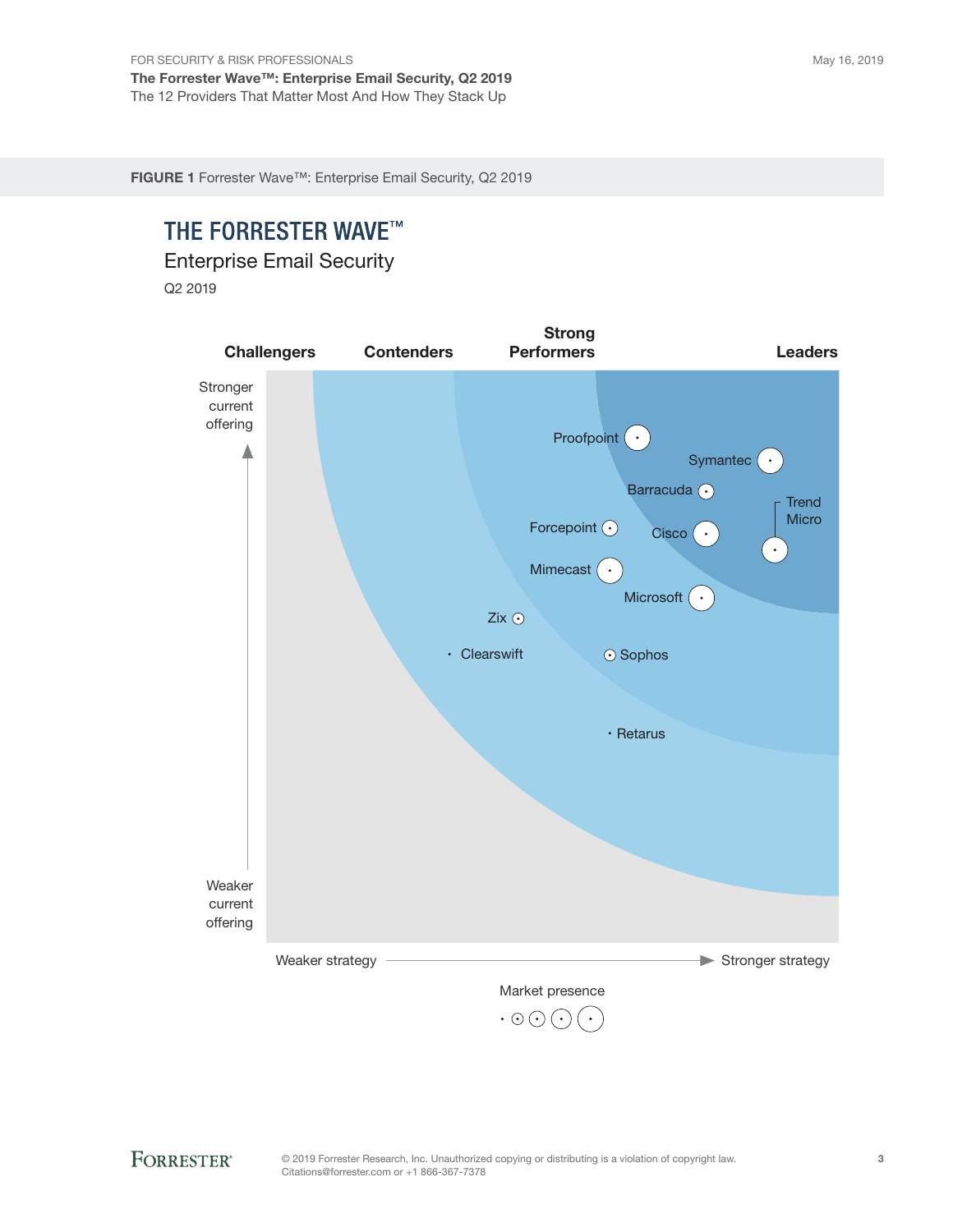**FIGURE 1** Forrester Wave™: Enterprise Email Security, Q2 2019

# THE FORRESTER WAVE™

Enterprise Email Security

Q2 2019

Challengers | Contenders | Strong Performers | Leaders

Stronger current offering

Proofpoint

Symantec

Barracuda

Trend Micro

Forcepoint

Cisco

Mimecast

Microsoft

Zix

Clearswift

Sophos

Retarus

Weaker current offering

Weaker strategy → Stronger strategy

Market presence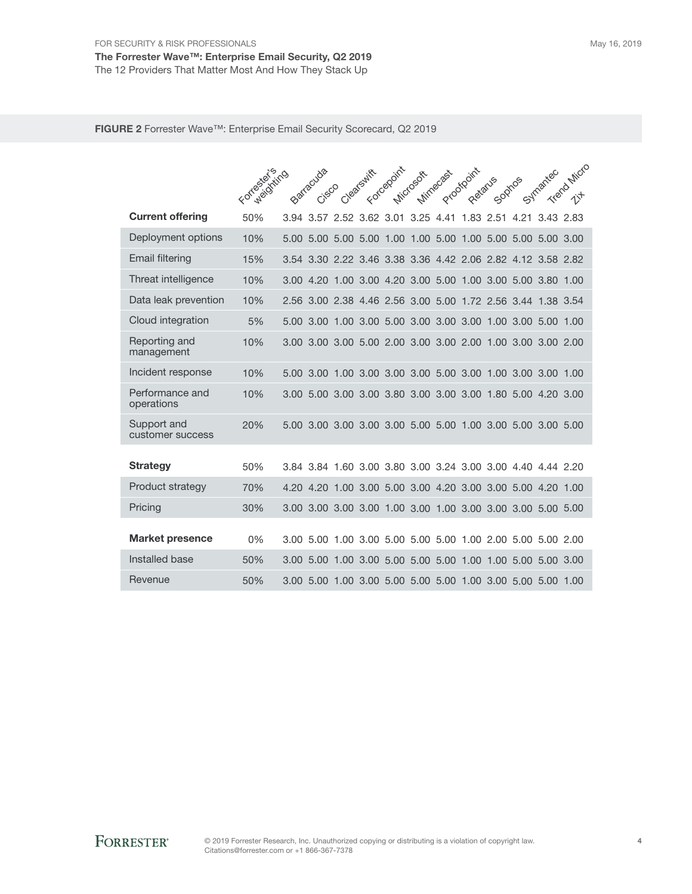**FIGURE 2** Forrester Wave™: Enterprise Email Security Scorecard, Q2 2019

| | Forrester's weighting | Barracuda | Cisco | Clearswift | Forcepoint | Microsoft | Mimecast | Proofpoint | Retarus | Sophos | Symantec | Trend Micro | Zix |
|---|---|---|---|---|---|---|---|---|---|---|---|---|---|
| **Current offering** | 50% | 3.94 | 3.57 | 2.52 | 3.62 | 3.01 | 3.25 | 4.41 | 1.83 | 2.51 | 4.21 | 3.43 | 2.83 |
| Deployment options | 10% | 5.00 | 5.00 | 5.00 | 5.00 | 1.00 | 1.00 | 5.00 | 1.00 | 5.00 | 5.00 | 5.00 | 3.00 |
| Email filtering | 15% | 3.54 | 3.30 | 2.22 | 3.46 | 3.38 | 3.36 | 4.42 | 2.06 | 2.82 | 4.12 | 3.58 | 2.82 |
| Threat intelligence | 10% | 3.00 | 4.20 | 1.00 | 3.00 | 4.20 | 3.00 | 5.00 | 1.00 | 3.00 | 5.00 | 3.80 | 1.00 |
| Data leak prevention | 10% | 2.56 | 3.00 | 2.38 | 4.46 | 2.56 | 3.00 | 5.00 | 1.72 | 2.56 | 3.44 | 1.38 | 3.54 |
| Cloud integration | 5% | 5.00 | 3.00 | 1.00 | 3.00 | 5.00 | 3.00 | 3.00 | 3.00 | 1.00 | 3.00 | 5.00 | 1.00 |
| Reporting and management | 10% | 3.00 | 3.00 | 3.00 | 5.00 | 2.00 | 3.00 | 3.00 | 2.00 | 1.00 | 3.00 | 3.00 | 2.00 |
| Incident response | 10% | 5.00 | 3.00 | 1.00 | 3.00 | 3.00 | 3.00 | 5.00 | 3.00 | 1.00 | 3.00 | 3.00 | 1.00 |
| Performance and operations | 10% | 3.00 | 5.00 | 3.00 | 3.00 | 3.80 | 3.00 | 3.00 | 3.00 | 1.80 | 5.00 | 4.20 | 3.00 |
| Support and customer success | 20% | 5.00 | 3.00 | 3.00 | 3.00 | 3.00 | 5.00 | 5.00 | 1.00 | 3.00 | 5.00 | 3.00 | 5.00 |
| **Strategy** | 50% | 3.84 | 3.84 | 1.60 | 3.00 | 3.80 | 3.00 | 3.24 | 3.00 | 3.00 | 4.40 | 4.44 | 2.20 |
| Product strategy | 70% | 4.20 | 4.20 | 1.00 | 3.00 | 5.00 | 3.00 | 4.20 | 3.00 | 3.00 | 5.00 | 4.20 | 1.00 |
| Pricing | 30% | 3.00 | 3.00 | 3.00 | 3.00 | 1.00 | 3.00 | 1.00 | 3.00 | 3.00 | 3.00 | 5.00 | 5.00 |
| **Market presence** | 0% | 3.00 | 5.00 | 1.00 | 3.00 | 5.00 | 5.00 | 5.00 | 1.00 | 2.00 | 5.00 | 5.00 | 2.00 |
| Installed base | 50% | 3.00 | 5.00 | 1.00 | 3.00 | 5.00 | 5.00 | 5.00 | 1.00 | 1.00 | 5.00 | 5.00 | 3.00 |
| Revenue | 50% | 3.00 | 5.00 | 1.00 | 3.00 | 5.00 | 5.00 | 5.00 | 1.00 | 3.00 | 5.00 | 5.00 | 1.00 |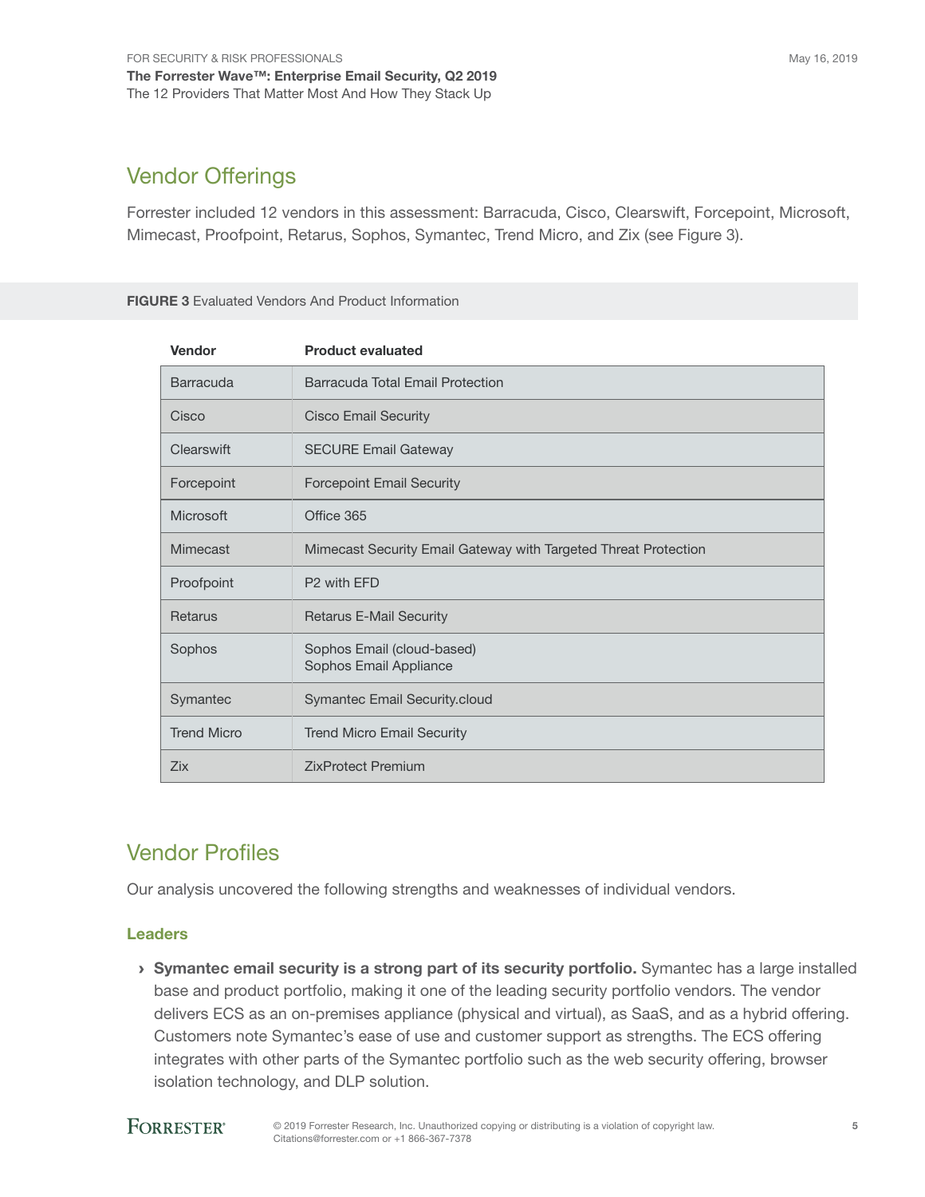## Vendor Offerings

Forrester included 12 vendors in this assessment: Barracuda, Cisco, Clearswift, Forcepoint, Microsoft, Mimecast, Proofpoint, Retarus, Sophos, Symantec, Trend Micro, and Zix (see Figure 3).

**FIGURE 3** Evaluated Vendors And Product Information

| Vendor | Product evaluated |
|---|---|
| Barracuda | Barracuda Total Email Protection |
| Cisco | Cisco Email Security |
| Clearswift | SECURE Email Gateway |
| Forcepoint | Forcepoint Email Security |
| Microsoft | Office 365 |
| Mimecast | Mimecast Security Email Gateway with Targeted Threat Protection |
| Proofpoint | P2 with EFD |
| Retarus | Retarus E-Mail Security |
| Sophos | Sophos Email (cloud-based)<br>Sophos Email Appliance |
| Symantec | Symantec Email Security.cloud |
| Trend Micro | Trend Micro Email Security |
| Zix | ZixProtect Premium |

## Vendor Profiles

Our analysis uncovered the following strengths and weaknesses of individual vendors.

### Leaders

- **Symantec email security is a strong part of its security portfolio.** Symantec has a large installed base and product portfolio, making it one of the leading security portfolio vendors. The vendor delivers ECS as an on-premises appliance (physical and virtual), as SaaS, and as a hybrid offering. Customers note Symantec's ease of use and customer support as strengths. The ECS offering integrates with other parts of the Symantec portfolio such as the web security offering, browser isolation technology, and DLP solution.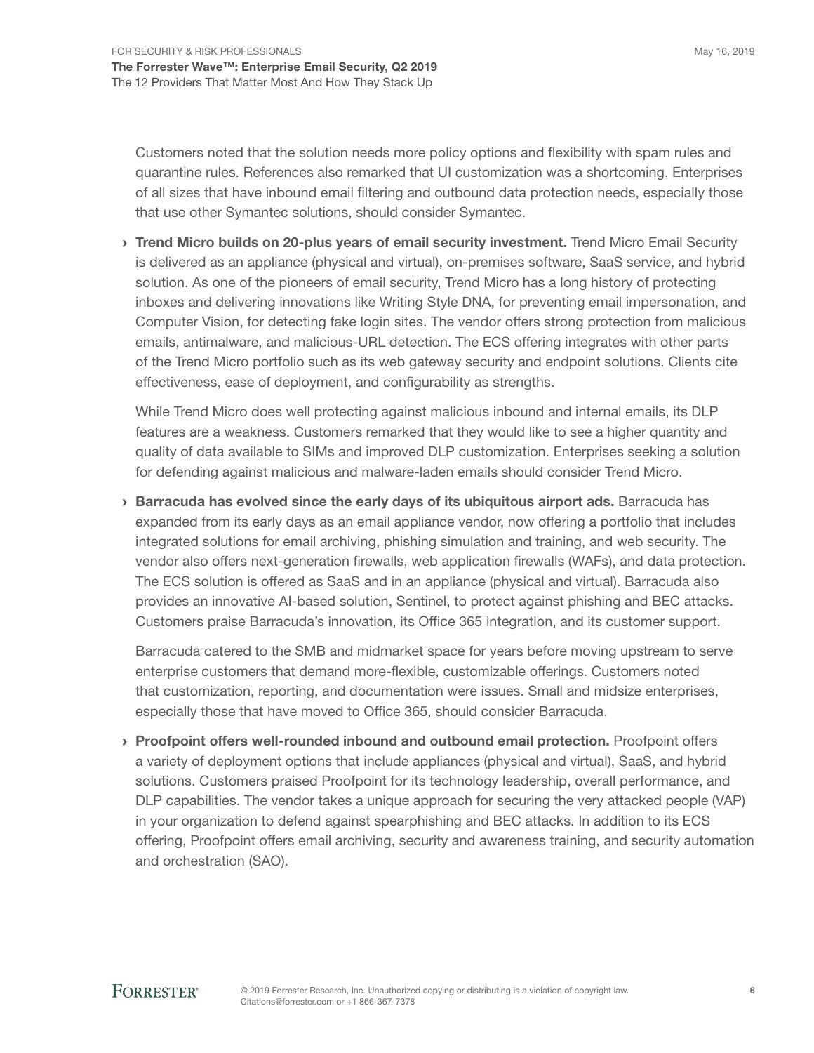Customers noted that the solution needs more policy options and flexibility with spam rules and quarantine rules. References also remarked that UI customization was a shortcoming. Enterprises of all sizes that have inbound email filtering and outbound data protection needs, especially those that use other Symantec solutions, should consider Symantec.

- **Trend Micro builds on 20-plus years of email security investment.** Trend Micro Email Security is delivered as an appliance (physical and virtual), on-premises software, SaaS service, and hybrid solution. As one of the pioneers of email security, Trend Micro has a long history of protecting inboxes and delivering innovations like Writing Style DNA, for preventing email impersonation, and Computer Vision, for detecting fake login sites. The vendor offers strong protection from malicious emails, antimalware, and malicious-URL detection. The ECS offering integrates with other parts of the Trend Micro portfolio such as its web gateway security and endpoint solutions. Clients cite effectiveness, ease of deployment, and configurability as strengths.

  While Trend Micro does well protecting against malicious inbound and internal emails, its DLP features are a weakness. Customers remarked that they would like to see a higher quantity and quality of data available to SIMs and improved DLP customization. Enterprises seeking a solution for defending against malicious and malware-laden emails should consider Trend Micro.

- **Barracuda has evolved since the early days of its ubiquitous airport ads.** Barracuda has expanded from its early days as an email appliance vendor, now offering a portfolio that includes integrated solutions for email archiving, phishing simulation and training, and web security. The vendor also offers next-generation firewalls, web application firewalls (WAFs), and data protection. The ECS solution is offered as SaaS and in an appliance (physical and virtual). Barracuda also provides an innovative AI-based solution, Sentinel, to protect against phishing and BEC attacks. Customers praise Barracuda's innovation, its Office 365 integration, and its customer support.

  Barracuda catered to the SMB and midmarket space for years before moving upstream to serve enterprise customers that demand more-flexible, customizable offerings. Customers noted that customization, reporting, and documentation were issues. Small and midsize enterprises, especially those that have moved to Office 365, should consider Barracuda.

- **Proofpoint offers well-rounded inbound and outbound email protection.** Proofpoint offers a variety of deployment options that include appliances (physical and virtual), SaaS, and hybrid solutions. Customers praised Proofpoint for its technology leadership, overall performance, and DLP capabilities. The vendor takes a unique approach for securing the very attacked people (VAP) in your organization to defend against spearphishing and BEC attacks. In addition to its ECS offering, Proofpoint offers email archiving, security and awareness training, and security automation and orchestration (SAO).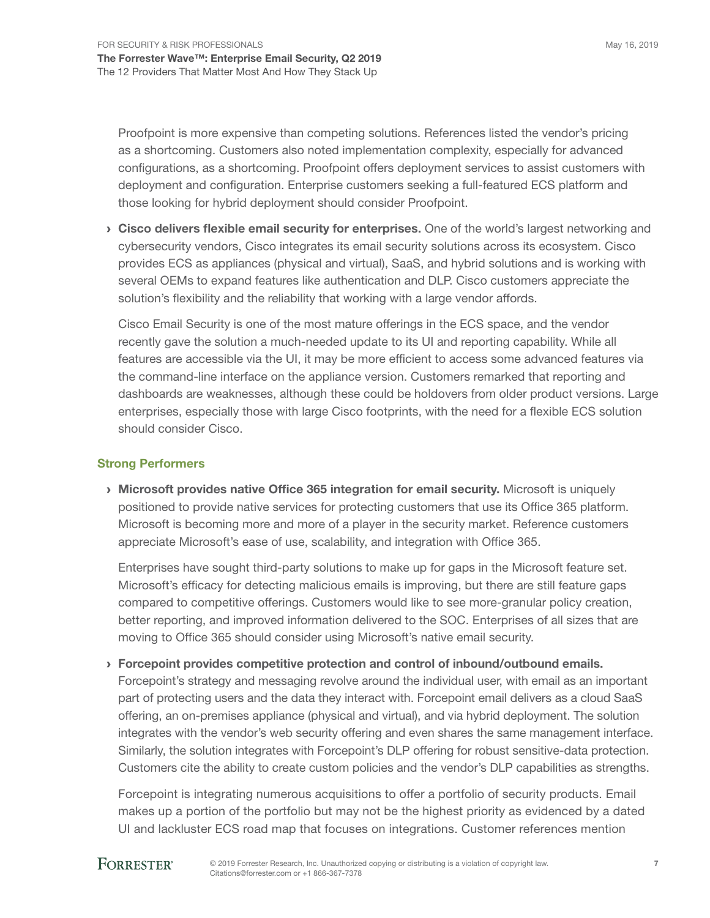Proofpoint is more expensive than competing solutions. References listed the vendor's pricing as a shortcoming. Customers also noted implementation complexity, especially for advanced configurations, as a shortcoming. Proofpoint offers deployment services to assist customers with deployment and configuration. Enterprise customers seeking a full-featured ECS platform and those looking for hybrid deployment should consider Proofpoint.

› **Cisco delivers flexible email security for enterprises.** One of the world's largest networking and cybersecurity vendors, Cisco integrates its email security solutions across its ecosystem. Cisco provides ECS as appliances (physical and virtual), SaaS, and hybrid solutions and is working with several OEMs to expand features like authentication and DLP. Cisco customers appreciate the solution's flexibility and the reliability that working with a large vendor affords.

  Cisco Email Security is one of the most mature offerings in the ECS space, and the vendor recently gave the solution a much-needed update to its UI and reporting capability. While all features are accessible via the UI, it may be more efficient to access some advanced features via the command-line interface on the appliance version. Customers remarked that reporting and dashboards are weaknesses, although these could be holdovers from older product versions. Large enterprises, especially those with large Cisco footprints, with the need for a flexible ECS solution should consider Cisco.

## Strong Performers

› **Microsoft provides native Office 365 integration for email security.** Microsoft is uniquely positioned to provide native services for protecting customers that use its Office 365 platform. Microsoft is becoming more and more of a player in the security market. Reference customers appreciate Microsoft's ease of use, scalability, and integration with Office 365.

  Enterprises have sought third-party solutions to make up for gaps in the Microsoft feature set. Microsoft's efficacy for detecting malicious emails is improving, but there are still feature gaps compared to competitive offerings. Customers would like to see more-granular policy creation, better reporting, and improved information delivered to the SOC. Enterprises of all sizes that are moving to Office 365 should consider using Microsoft's native email security.

› **Forcepoint provides competitive protection and control of inbound/outbound emails.** Forcepoint's strategy and messaging revolve around the individual user, with email as an important part of protecting users and the data they interact with. Forcepoint email delivers as a cloud SaaS offering, an on-premises appliance (physical and virtual), and via hybrid deployment. The solution integrates with the vendor's web security offering and even shares the same management interface. Similarly, the solution integrates with Forcepoint's DLP offering for robust sensitive-data protection. Customers cite the ability to create custom policies and the vendor's DLP capabilities as strengths.

  Forcepoint is integrating numerous acquisitions to offer a portfolio of security products. Email makes up a portion of the portfolio but may not be the highest priority as evidenced by a dated UI and lackluster ECS road map that focuses on integrations. Customer references mention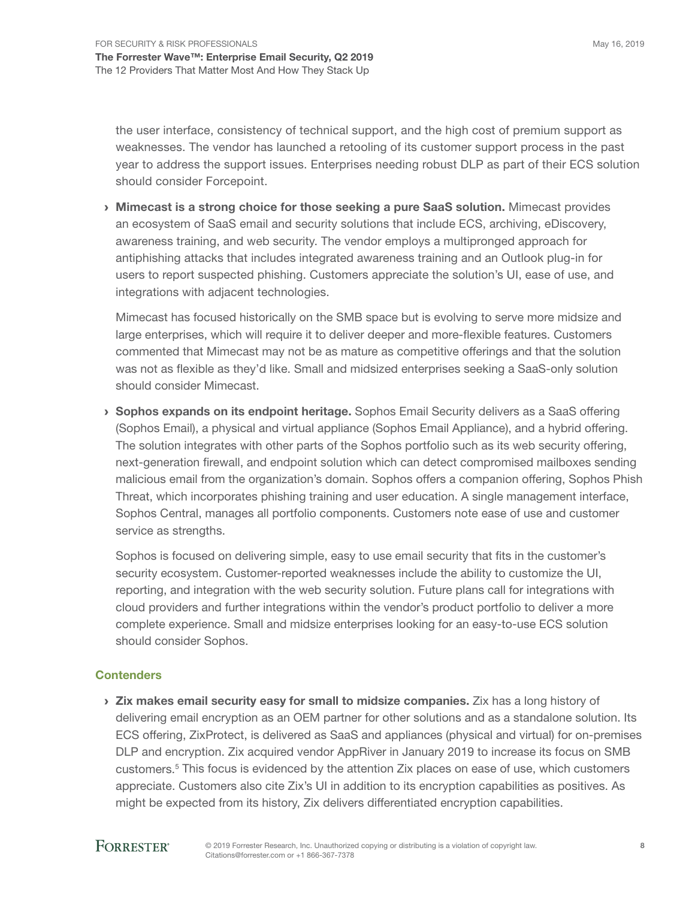the user interface, consistency of technical support, and the high cost of premium support as weaknesses. The vendor has launched a retooling of its customer support process in the past year to address the support issues. Enterprises needing robust DLP as part of their ECS solution should consider Forcepoint.

› **Mimecast is a strong choice for those seeking a pure SaaS solution.** Mimecast provides an ecosystem of SaaS email and security solutions that include ECS, archiving, eDiscovery, awareness training, and web security. The vendor employs a multipronged approach for antiphishing attacks that includes integrated awareness training and an Outlook plug-in for users to report suspected phishing. Customers appreciate the solution's UI, ease of use, and integrations with adjacent technologies.

  Mimecast has focused historically on the SMB space but is evolving to serve more midsize and large enterprises, which will require it to deliver deeper and more-flexible features. Customers commented that Mimecast may not be as mature as competitive offerings and that the solution was not as flexible as they'd like. Small and midsized enterprises seeking a SaaS-only solution should consider Mimecast.

› **Sophos expands on its endpoint heritage.** Sophos Email Security delivers as a SaaS offering (Sophos Email), a physical and virtual appliance (Sophos Email Appliance), and a hybrid offering. The solution integrates with other parts of the Sophos portfolio such as its web security offering, next-generation firewall, and endpoint solution which can detect compromised mailboxes sending malicious email from the organization's domain. Sophos offers a companion offering, Sophos Phish Threat, which incorporates phishing training and user education. A single management interface, Sophos Central, manages all portfolio components. Customers note ease of use and customer service as strengths.

  Sophos is focused on delivering simple, easy to use email security that fits in the customer's security ecosystem. Customer-reported weaknesses include the ability to customize the UI, reporting, and integration with the web security solution. Future plans call for integrations with cloud providers and further integrations within the vendor's product portfolio to deliver a more complete experience. Small and midsize enterprises looking for an easy-to-use ECS solution should consider Sophos.

### Contenders

› **Zix makes email security easy for small to midsize companies.** Zix has a long history of delivering email encryption as an OEM partner for other solutions and as a standalone solution. Its ECS offering, ZixProtect, is delivered as SaaS and appliances (physical and virtual) for on-premises DLP and encryption. Zix acquired vendor AppRiver in January 2019 to increase its focus on SMB customers.[5] This focus is evidenced by the attention Zix places on ease of use, which customers appreciate. Customers also cite Zix's UI in addition to its encryption capabilities as positives. As might be expected from its history, Zix delivers differentiated encryption capabilities.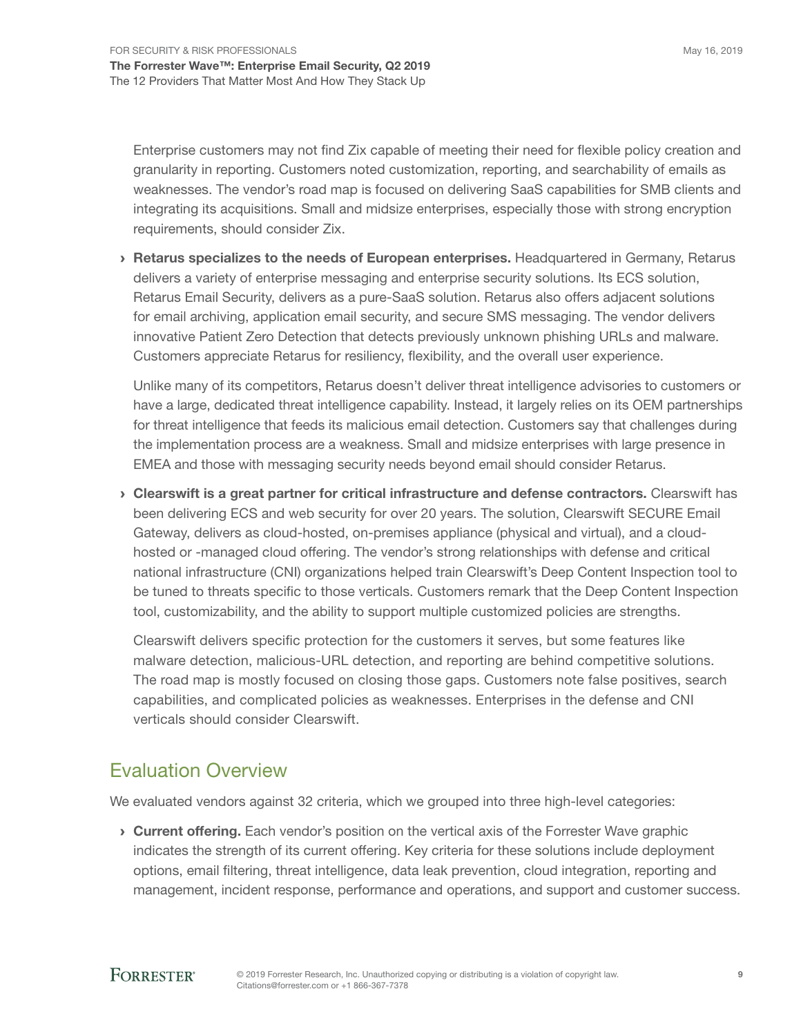Enterprise customers may not find Zix capable of meeting their need for flexible policy creation and granularity in reporting. Customers noted customization, reporting, and searchability of emails as weaknesses. The vendor's road map is focused on delivering SaaS capabilities for SMB clients and integrating its acquisitions. Small and midsize enterprises, especially those with strong encryption requirements, should consider Zix.

- **Retarus specializes to the needs of European enterprises.** Headquartered in Germany, Retarus delivers a variety of enterprise messaging and enterprise security solutions. Its ECS solution, Retarus Email Security, delivers as a pure-SaaS solution. Retarus also offers adjacent solutions for email archiving, application email security, and secure SMS messaging. The vendor delivers innovative Patient Zero Detection that detects previously unknown phishing URLs and malware. Customers appreciate Retarus for resiliency, flexibility, and the overall user experience.

  Unlike many of its competitors, Retarus doesn't deliver threat intelligence advisories to customers or have a large, dedicated threat intelligence capability. Instead, it largely relies on its OEM partnerships for threat intelligence that feeds its malicious email detection. Customers say that challenges during the implementation process are a weakness. Small and midsize enterprises with large presence in EMEA and those with messaging security needs beyond email should consider Retarus.

- **Clearswift is a great partner for critical infrastructure and defense contractors.** Clearswift has been delivering ECS and web security for over 20 years. The solution, Clearswift SECURE Email Gateway, delivers as cloud-hosted, on-premises appliance (physical and virtual), and a cloud-hosted or -managed cloud offering. The vendor's strong relationships with defense and critical national infrastructure (CNI) organizations helped train Clearswift's Deep Content Inspection tool to be tuned to threats specific to those verticals. Customers remark that the Deep Content Inspection tool, customizability, and the ability to support multiple customized policies are strengths.

  Clearswift delivers specific protection for the customers it serves, but some features like malware detection, malicious-URL detection, and reporting are behind competitive solutions. The road map is mostly focused on closing those gaps. Customers note false positives, search capabilities, and complicated policies as weaknesses. Enterprises in the defense and CNI verticals should consider Clearswift.

## Evaluation Overview

We evaluated vendors against 32 criteria, which we grouped into three high-level categories:

- **Current offering.** Each vendor's position on the vertical axis of the Forrester Wave graphic indicates the strength of its current offering. Key criteria for these solutions include deployment options, email filtering, threat intelligence, data leak prevention, cloud integration, reporting and management, incident response, performance and operations, and support and customer success.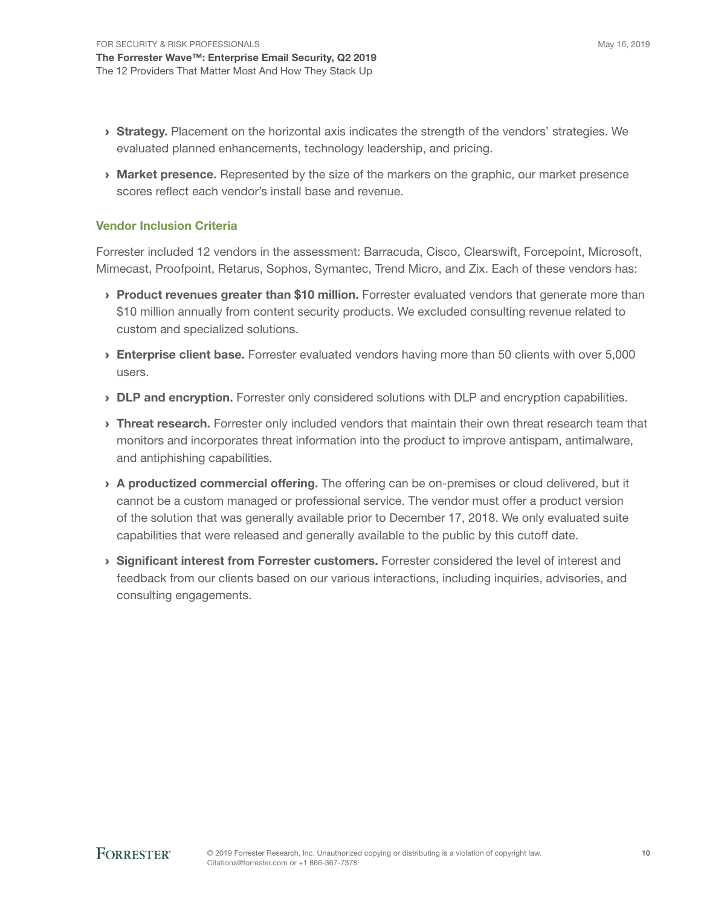- **Strategy.** Placement on the horizontal axis indicates the strength of the vendors' strategies. We evaluated planned enhancements, technology leadership, and pricing.
- **Market presence.** Represented by the size of the markers on the graphic, our market presence scores reflect each vendor's install base and revenue.

### Vendor Inclusion Criteria

Forrester included 12 vendors in the assessment: Barracuda, Cisco, Clearswift, Forcepoint, Microsoft, Mimecast, Proofpoint, Retarus, Sophos, Symantec, Trend Micro, and Zix. Each of these vendors has:

- **Product revenues greater than $10 million.** Forrester evaluated vendors that generate more than $10 million annually from content security products. We excluded consulting revenue related to custom and specialized solutions.
- **Enterprise client base.** Forrester evaluated vendors having more than 50 clients with over 5,000 users.
- **DLP and encryption.** Forrester only considered solutions with DLP and encryption capabilities.
- **Threat research.** Forrester only included vendors that maintain their own threat research team that monitors and incorporates threat information into the product to improve antispam, antimalware, and antiphishing capabilities.
- **A productized commercial offering.** The offering can be on-premises or cloud delivered, but it cannot be a custom managed or professional service. The vendor must offer a product version of the solution that was generally available prior to December 17, 2018. We only evaluated suite capabilities that were released and generally available to the public by this cutoff date.
- **Significant interest from Forrester customers.** Forrester considered the level of interest and feedback from our clients based on our various interactions, including inquiries, advisories, and consulting engagements.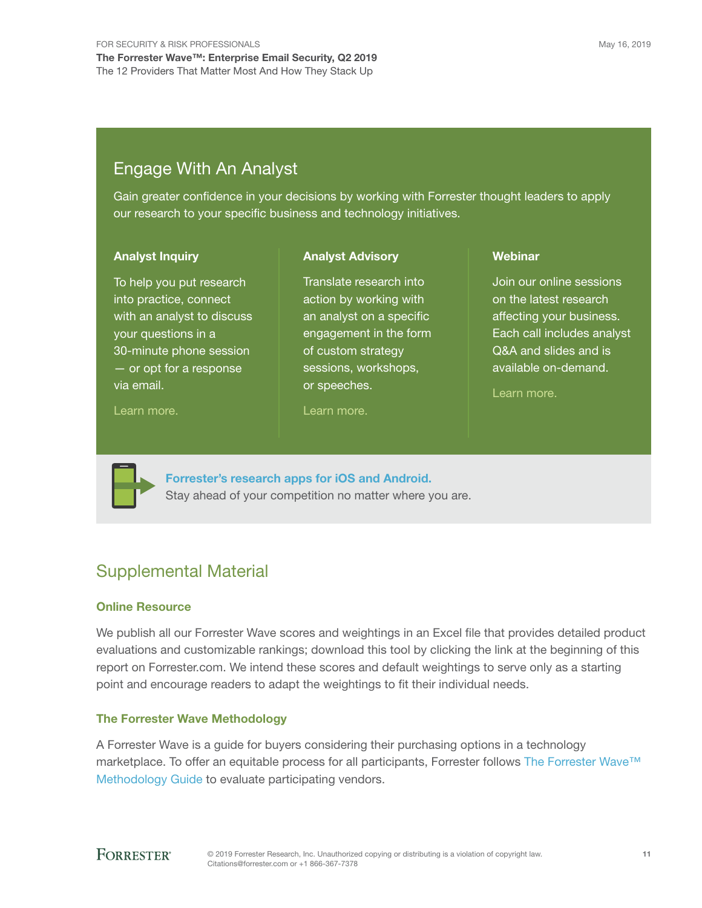## Engage With An Analyst

Gain greater confidence in your decisions by working with Forrester thought leaders to apply our research to your specific business and technology initiatives.

### Analyst Inquiry

To help you put research into practice, connect with an analyst to discuss your questions in a 30-minute phone session — or opt for a response via email.

Learn more.

### Analyst Advisory

Translate research into action by working with an analyst on a specific engagement in the form of custom strategy sessions, workshops, or speeches.

Learn more.

### Webinar

Join our online sessions on the latest research affecting your business. Each call includes analyst Q&A and slides and is available on-demand.

Learn more.

**Forrester's research apps for iOS and Android.**
Stay ahead of your competition no matter where you are.

## Supplemental Material

### Online Resource

We publish all our Forrester Wave scores and weightings in an Excel file that provides detailed product evaluations and customizable rankings; download this tool by clicking the link at the beginning of this report on Forrester.com. We intend these scores and default weightings to serve only as a starting point and encourage readers to adapt the weightings to fit their individual needs.

### The Forrester Wave Methodology

A Forrester Wave is a guide for buyers considering their purchasing options in a technology marketplace. To offer an equitable process for all participants, Forrester follows The Forrester Wave™ Methodology Guide to evaluate participating vendors.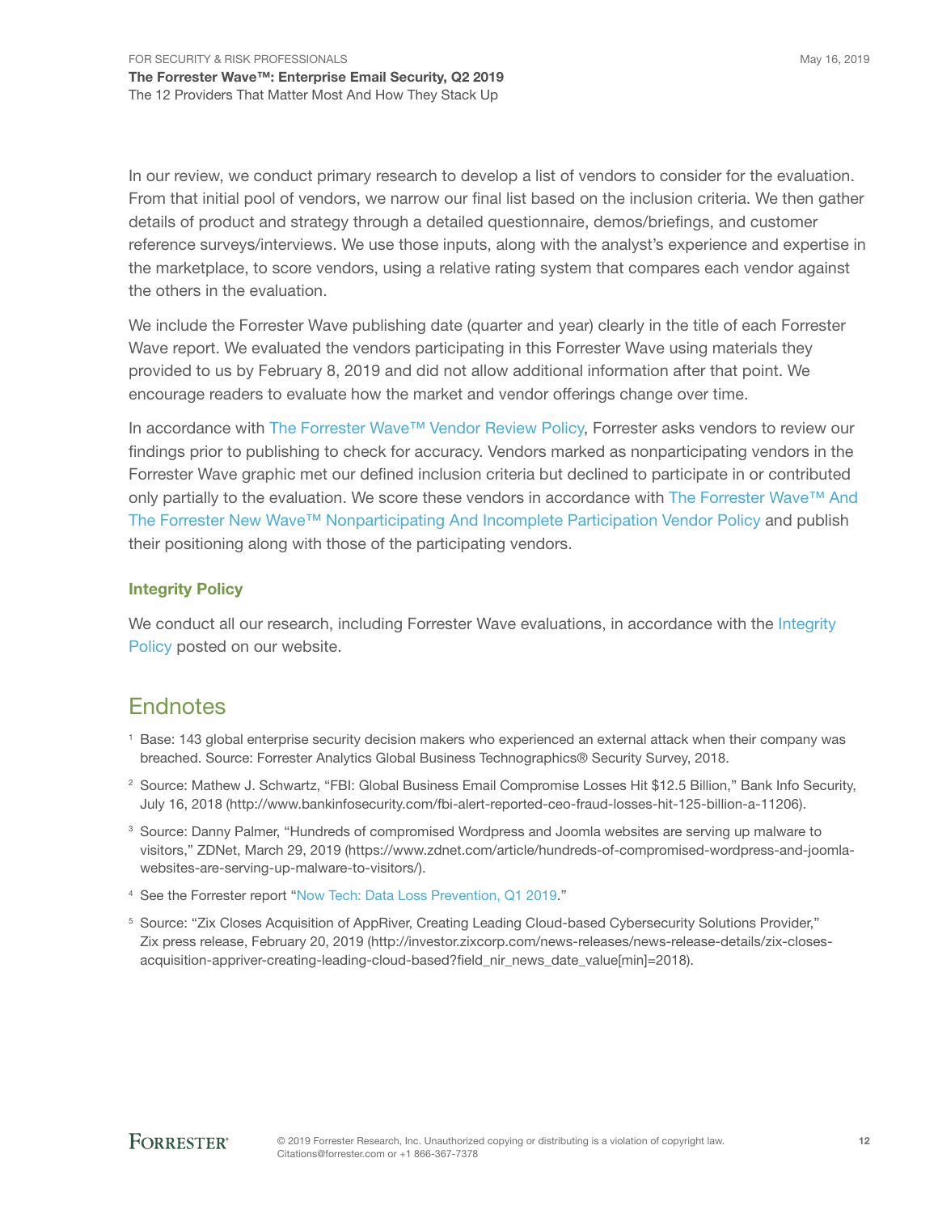In our review, we conduct primary research to develop a list of vendors to consider for the evaluation. From that initial pool of vendors, we narrow our final list based on the inclusion criteria. We then gather details of product and strategy through a detailed questionnaire, demos/briefings, and customer reference surveys/interviews. We use those inputs, along with the analyst's experience and expertise in the marketplace, to score vendors, using a relative rating system that compares each vendor against the others in the evaluation.

We include the Forrester Wave publishing date (quarter and year) clearly in the title of each Forrester Wave report. We evaluated the vendors participating in this Forrester Wave using materials they provided to us by February 8, 2019 and did not allow additional information after that point. We encourage readers to evaluate how the market and vendor offerings change over time.

In accordance with The Forrester Wave™ Vendor Review Policy, Forrester asks vendors to review our findings prior to publishing to check for accuracy. Vendors marked as nonparticipating vendors in the Forrester Wave graphic met our defined inclusion criteria but declined to participate in or contributed only partially to the evaluation. We score these vendors in accordance with The Forrester Wave™ And The Forrester New Wave™ Nonparticipating And Incomplete Participation Vendor Policy and publish their positioning along with those of the participating vendors.

### Integrity Policy

We conduct all our research, including Forrester Wave evaluations, in accordance with the Integrity Policy posted on our website.

## Endnotes

[1] Base: 143 global enterprise security decision makers who experienced an external attack when their company was breached. Source: Forrester Analytics Global Business Technographics® Security Survey, 2018.

[2] Source: Mathew J. Schwartz, "FBI: Global Business Email Compromise Losses Hit $12.5 Billion," Bank Info Security, July 16, 2018 (http://www.bankinfosecurity.com/fbi-alert-reported-ceo-fraud-losses-hit-125-billion-a-11206).

[3] Source: Danny Palmer, "Hundreds of compromised Wordpress and Joomla websites are serving up malware to visitors," ZDNet, March 29, 2019 (https://www.zdnet.com/article/hundreds-of-compromised-wordpress-and-joomla-websites-are-serving-up-malware-to-visitors/).

[4] See the Forrester report "Now Tech: Data Loss Prevention, Q1 2019."

[5] Source: "Zix Closes Acquisition of AppRiver, Creating Leading Cloud-based Cybersecurity Solutions Provider," Zix press release, February 20, 2019 (http://investor.zixcorp.com/news-releases/news-release-details/zix-closes-acquisition-appriver-creating-leading-cloud-based?field_nir_news_date_value[min]=2018).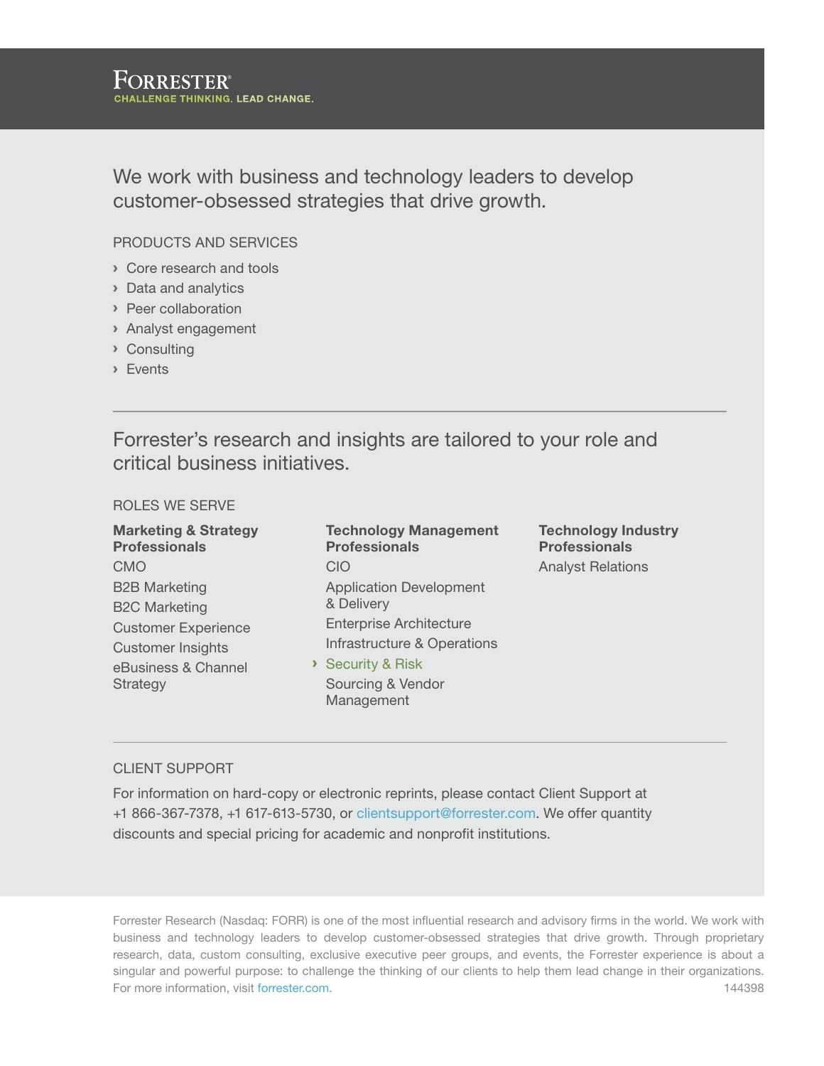FORRESTER®

CHALLENGE THINKING. LEAD CHANGE.

## We work with business and technology leaders to develop customer-obsessed strategies that drive growth.

PRODUCTS AND SERVICES

- Core research and tools
- Data and analytics
- Peer collaboration
- Analyst engagement
- Consulting
- Events

## Forrester's research and insights are tailored to your role and critical business initiatives.

ROLES WE SERVE

**Marketing & Strategy Professionals**

CMO

B2B Marketing

B2C Marketing

Customer Experience

Customer Insights

eBusiness & Channel Strategy

**Technology Management Professionals**

CIO

Application Development & Delivery

Enterprise Architecture

Infrastructure & Operations

› Security & Risk

Sourcing & Vendor Management

**Technology Industry Professionals**

Analyst Relations

CLIENT SUPPORT

For information on hard-copy or electronic reprints, please contact Client Support at +1 866-367-7378, +1 617-613-5730, or clientsupport@forrester.com. We offer quantity discounts and special pricing for academic and nonprofit institutions.

Forrester Research (Nasdaq: FORR) is one of the most influential research and advisory firms in the world. We work with business and technology leaders to develop customer-obsessed strategies that drive growth. Through proprietary research, data, custom consulting, exclusive executive peer groups, and events, the Forrester experience is about a singular and powerful purpose: to challenge the thinking of our clients to help them lead change in their organizations. For more information, visit forrester.com.

144398